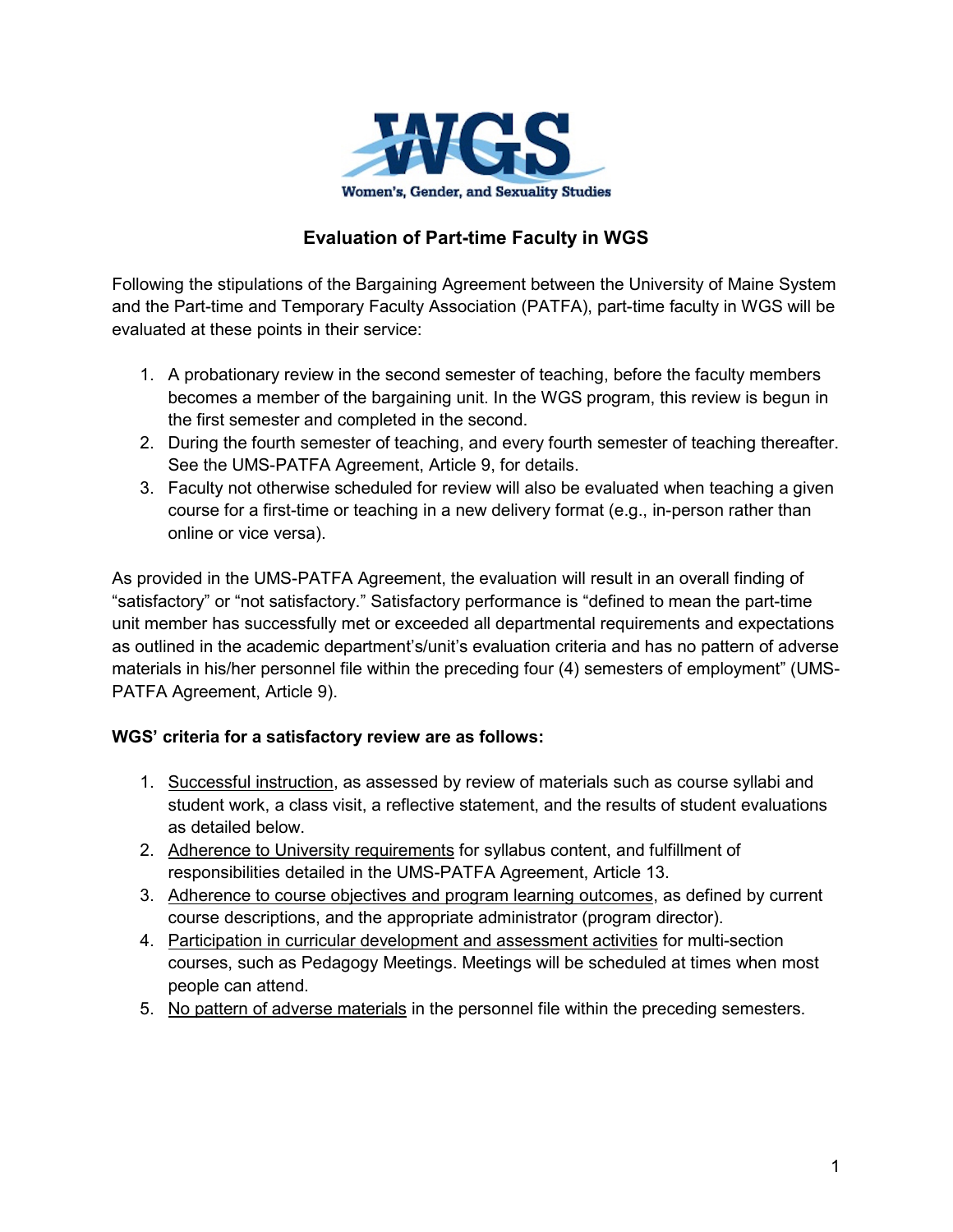WGS

Women's, Gender, and Sexuality Studies

# Evaluation of Part-time Faculty in WGS

Following the stipulations of the Bargaining Agreement between the University of Maine System and the Part-time and Temporary Faculty Association (PATFA), part-time faculty in WGS will be evaluated at these points in their service:

1. A probationary review in the second semester of teaching, before the faculty members becomes a member of the bargaining unit. In the WGS program, this review is begun in the first semester and completed in the second.
2. During the fourth semester of teaching, and every fourth semester of teaching thereafter. See the UMS-PATFA Agreement, Article 9, for details.
3. Faculty not otherwise scheduled for review will also be evaluated when teaching a given course for a first-time or teaching in a new delivery format (e.g., in-person rather than online or vice versa).

As provided in the UMS-PATFA Agreement, the evaluation will result in an overall finding of "satisfactory" or "not satisfactory." Satisfactory performance is "defined to mean the part-time unit member has successfully met or exceeded all departmental requirements and expectations as outlined in the academic department's/unit's evaluation criteria and has no pattern of adverse materials in his/her personnel file within the preceding four (4) semesters of employment" (UMS-PATFA Agreement, Article 9).

**WGS' criteria for a satisfactory review are as follows:**

1. Successful instruction, as assessed by review of materials such as course syllabi and student work, a class visit, a reflective statement, and the results of student evaluations as detailed below.
2. Adherence to University requirements for syllabus content, and fulfillment of responsibilities detailed in the UMS-PATFA Agreement, Article 13.
3. Adherence to course objectives and program learning outcomes, as defined by current course descriptions, and the appropriate administrator (program director).
4. Participation in curricular development and assessment activities for multi-section courses, such as Pedagogy Meetings. Meetings will be scheduled at times when most people can attend.
5. No pattern of adverse materials in the personnel file within the preceding semesters.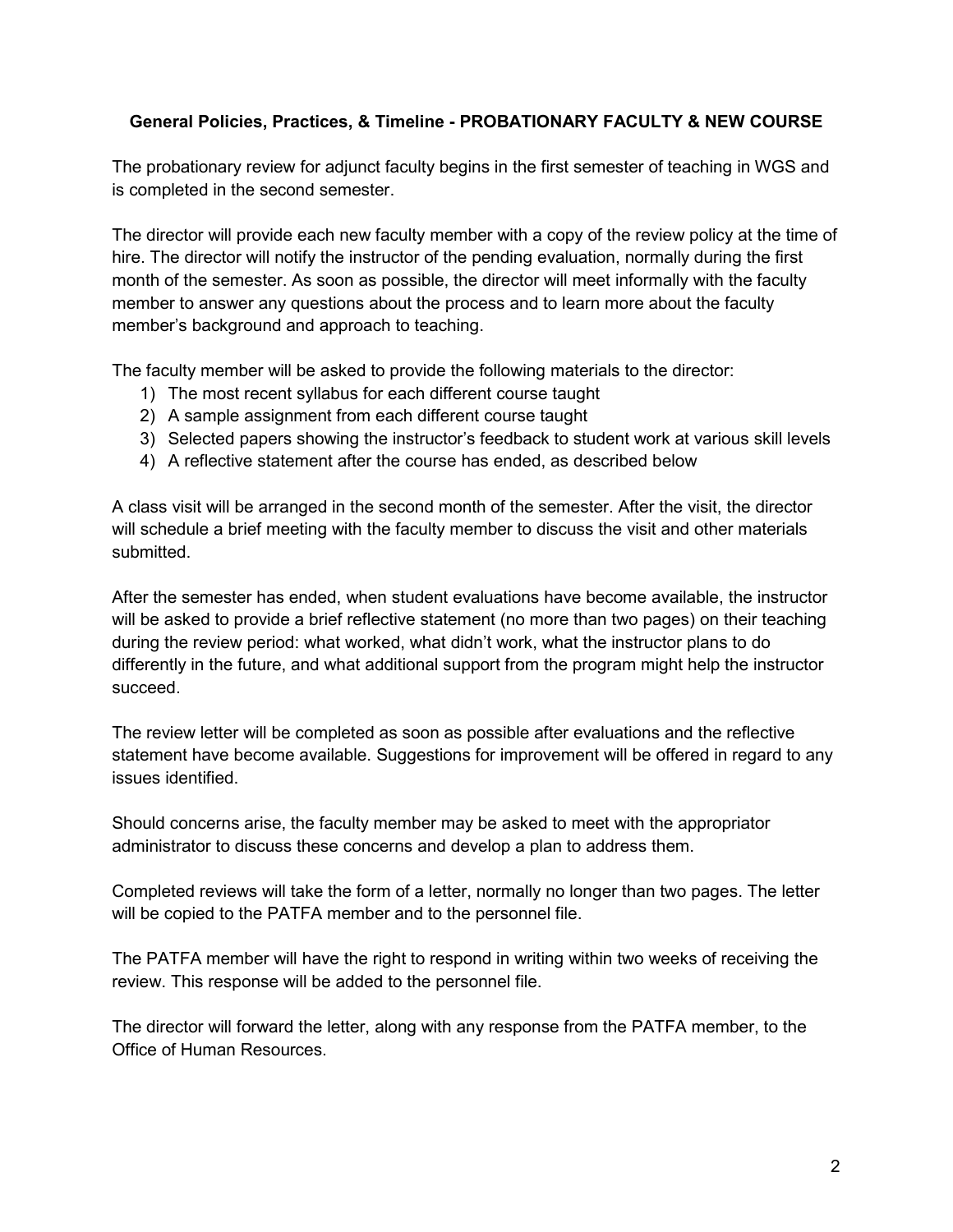**General Policies, Practices, & Timeline - PROBATIONARY FACULTY & NEW COURSE**

The probationary review for adjunct faculty begins in the first semester of teaching in WGS and is completed in the second semester.

The director will provide each new faculty member with a copy of the review policy at the time of hire. The director will notify the instructor of the pending evaluation, normally during the first month of the semester. As soon as possible, the director will meet informally with the faculty member to answer any questions about the process and to learn more about the faculty member's background and approach to teaching.

The faculty member will be asked to provide the following materials to the director:

1) The most recent syllabus for each different course taught
2) A sample assignment from each different course taught
3) Selected papers showing the instructor's feedback to student work at various skill levels
4) A reflective statement after the course has ended, as described below

A class visit will be arranged in the second month of the semester. After the visit, the director will schedule a brief meeting with the faculty member to discuss the visit and other materials submitted.

After the semester has ended, when student evaluations have become available, the instructor will be asked to provide a brief reflective statement (no more than two pages) on their teaching during the review period: what worked, what didn't work, what the instructor plans to do differently in the future, and what additional support from the program might help the instructor succeed.

The review letter will be completed as soon as possible after evaluations and the reflective statement have become available. Suggestions for improvement will be offered in regard to any issues identified.

Should concerns arise, the faculty member may be asked to meet with the appropriator administrator to discuss these concerns and develop a plan to address them.

Completed reviews will take the form of a letter, normally no longer than two pages. The letter will be copied to the PATFA member and to the personnel file.

The PATFA member will have the right to respond in writing within two weeks of receiving the review. This response will be added to the personnel file.

The director will forward the letter, along with any response from the PATFA member, to the Office of Human Resources.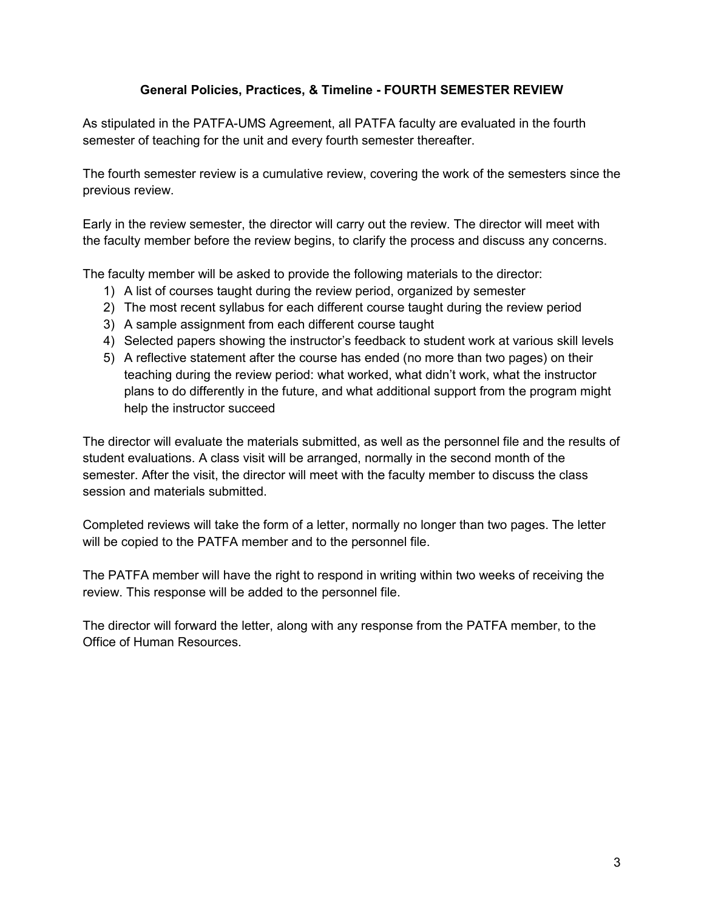## General Policies, Practices, & Timeline - FOURTH SEMESTER REVIEW

As stipulated in the PATFA-UMS Agreement, all PATFA faculty are evaluated in the fourth semester of teaching for the unit and every fourth semester thereafter.

The fourth semester review is a cumulative review, covering the work of the semesters since the previous review.

Early in the review semester, the director will carry out the review. The director will meet with the faculty member before the review begins, to clarify the process and discuss any concerns.

The faculty member will be asked to provide the following materials to the director:

1) A list of courses taught during the review period, organized by semester
2) The most recent syllabus for each different course taught during the review period
3) A sample assignment from each different course taught
4) Selected papers showing the instructor's feedback to student work at various skill levels
5) A reflective statement after the course has ended (no more than two pages) on their teaching during the review period: what worked, what didn't work, what the instructor plans to do differently in the future, and what additional support from the program might help the instructor succeed

The director will evaluate the materials submitted, as well as the personnel file and the results of student evaluations. A class visit will be arranged, normally in the second month of the semester. After the visit, the director will meet with the faculty member to discuss the class session and materials submitted.

Completed reviews will take the form of a letter, normally no longer than two pages. The letter will be copied to the PATFA member and to the personnel file.

The PATFA member will have the right to respond in writing within two weeks of receiving the review. This response will be added to the personnel file.

The director will forward the letter, along with any response from the PATFA member, to the Office of Human Resources.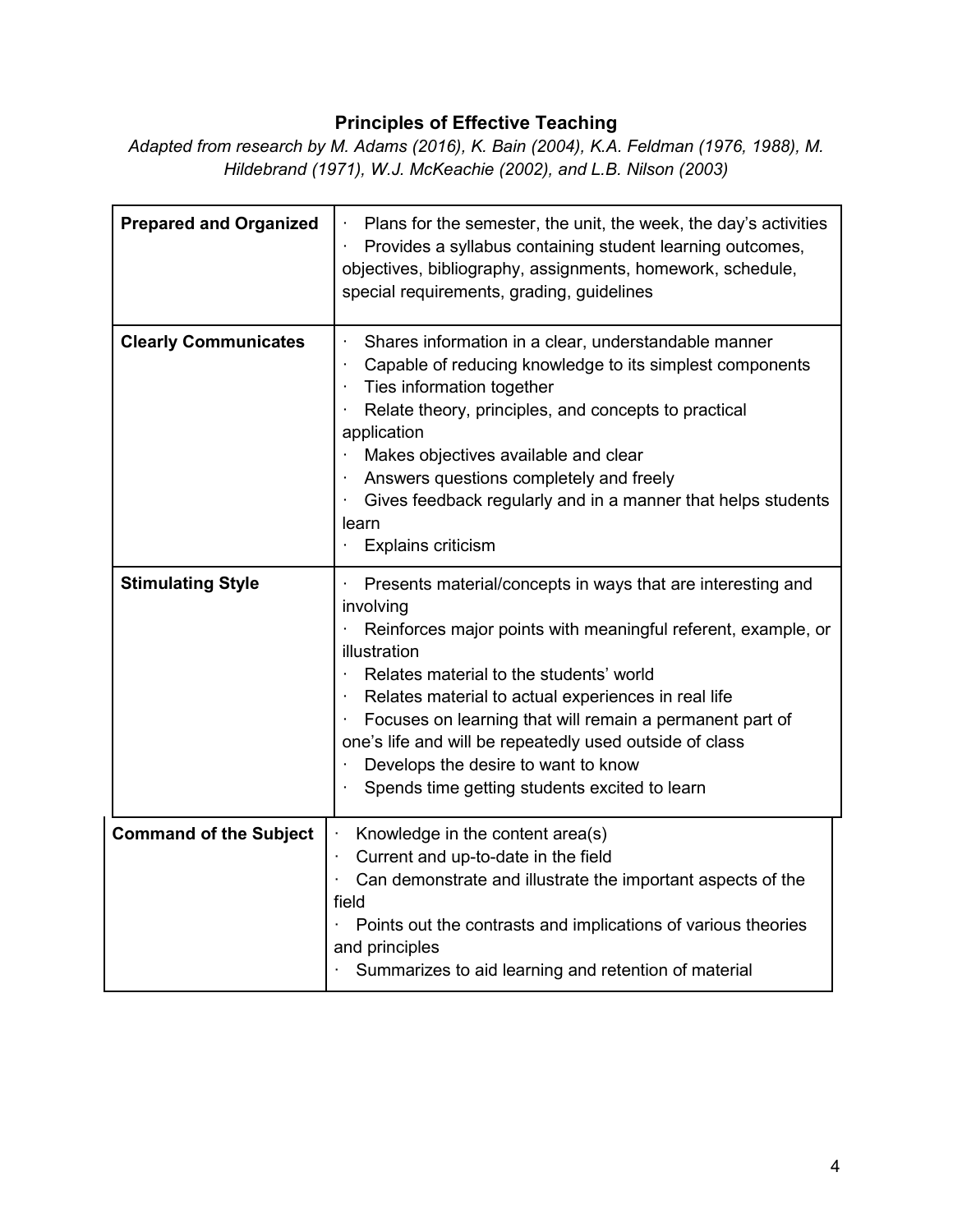## Principles of Effective Teaching

*Adapted from research by M. Adams (2016), K. Bain (2004), K.A. Feldman (1976, 1988), M. Hildebrand (1971), W.J. McKeachie (2002), and L.B. Nilson (2003)*

| | |
|---|---|
| **Prepared and Organized** | · Plans for the semester, the unit, the week, the day's activities<br>· Provides a syllabus containing student learning outcomes, objectives, bibliography, assignments, homework, schedule, special requirements, grading, guidelines |
| **Clearly Communicates** | · Shares information in a clear, understandable manner<br>· Capable of reducing knowledge to its simplest components<br>· Ties information together<br>· Relate theory, principles, and concepts to practical application<br>· Makes objectives available and clear<br>· Answers questions completely and freely<br>· Gives feedback regularly and in a manner that helps students learn<br>· Explains criticism |
| **Stimulating Style** | · Presents material/concepts in ways that are interesting and involving<br>· Reinforces major points with meaningful referent, example, or illustration<br>· Relates material to the students' world<br>· Relates material to actual experiences in real life<br>· Focuses on learning that will remain a permanent part of one's life and will be repeatedly used outside of class<br>· Develops the desire to want to know<br>· Spends time getting students excited to learn |
| **Command of the Subject** | · Knowledge in the content area(s)<br>· Current and up-to-date in the field<br>· Can demonstrate and illustrate the important aspects of the field<br>· Points out the contrasts and implications of various theories and principles<br>· Summarizes to aid learning and retention of material |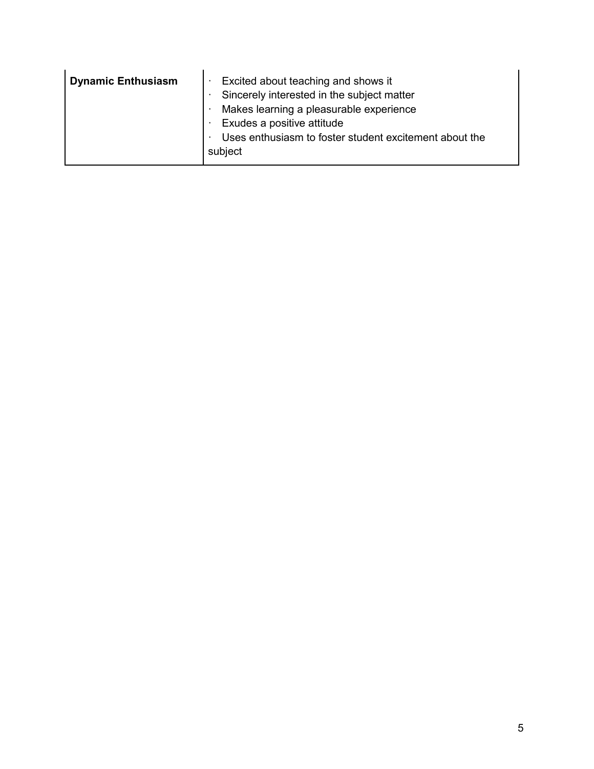| | |
|---|---|
| **Dynamic Enthusiasm** | · Excited about teaching and shows it<br>· Sincerely interested in the subject matter<br>· Makes learning a pleasurable experience<br>· Exudes a positive attitude<br>· Uses enthusiasm to foster student excitement about the subject |